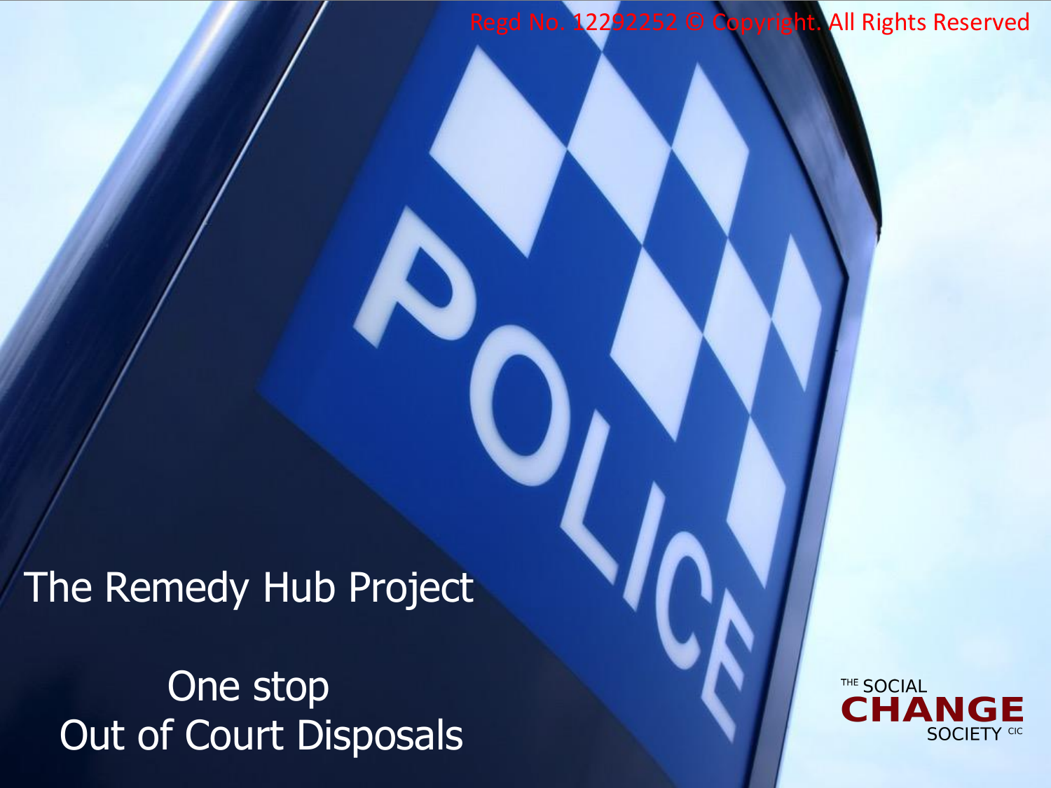Regd No. 12292252 © Copyright. All Rights Reserved

# The Remedy Hub Project

## One stop
## Out of Court Disposals

THE SOCIAL CHANGE SOCIETY CIC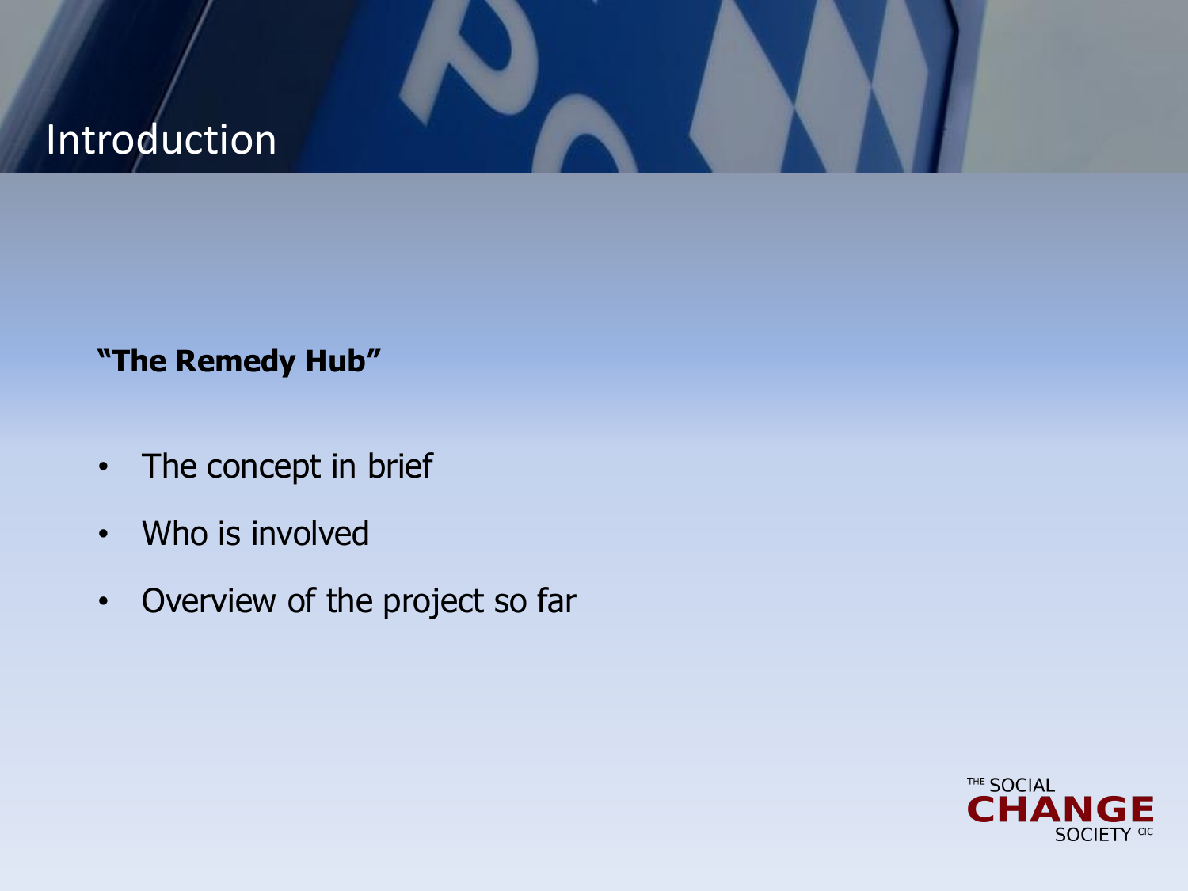# Introduction

**"The Remedy Hub"**

- The concept in brief
- Who is involved
- Overview of the project so far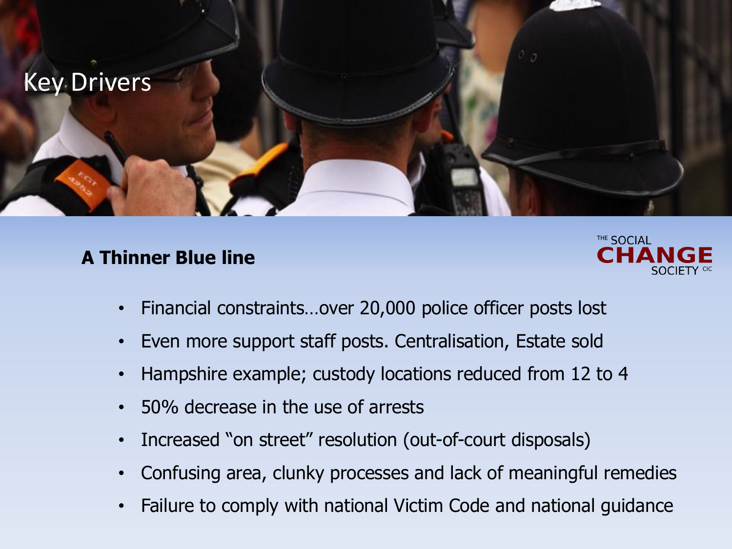# Key Drivers

**A Thinner Blue line**

THE SOCIAL **CHANGE** SOCIETY CIC

- Financial constraints…over 20,000 police officer posts lost
- Even more support staff posts. Centralisation, Estate sold
- Hampshire example; custody locations reduced from 12 to 4
- 50% decrease in the use of arrests
- Increased "on street" resolution (out-of-court disposals)
- Confusing area, clunky processes and lack of meaningful remedies
- Failure to comply with national Victim Code and national guidance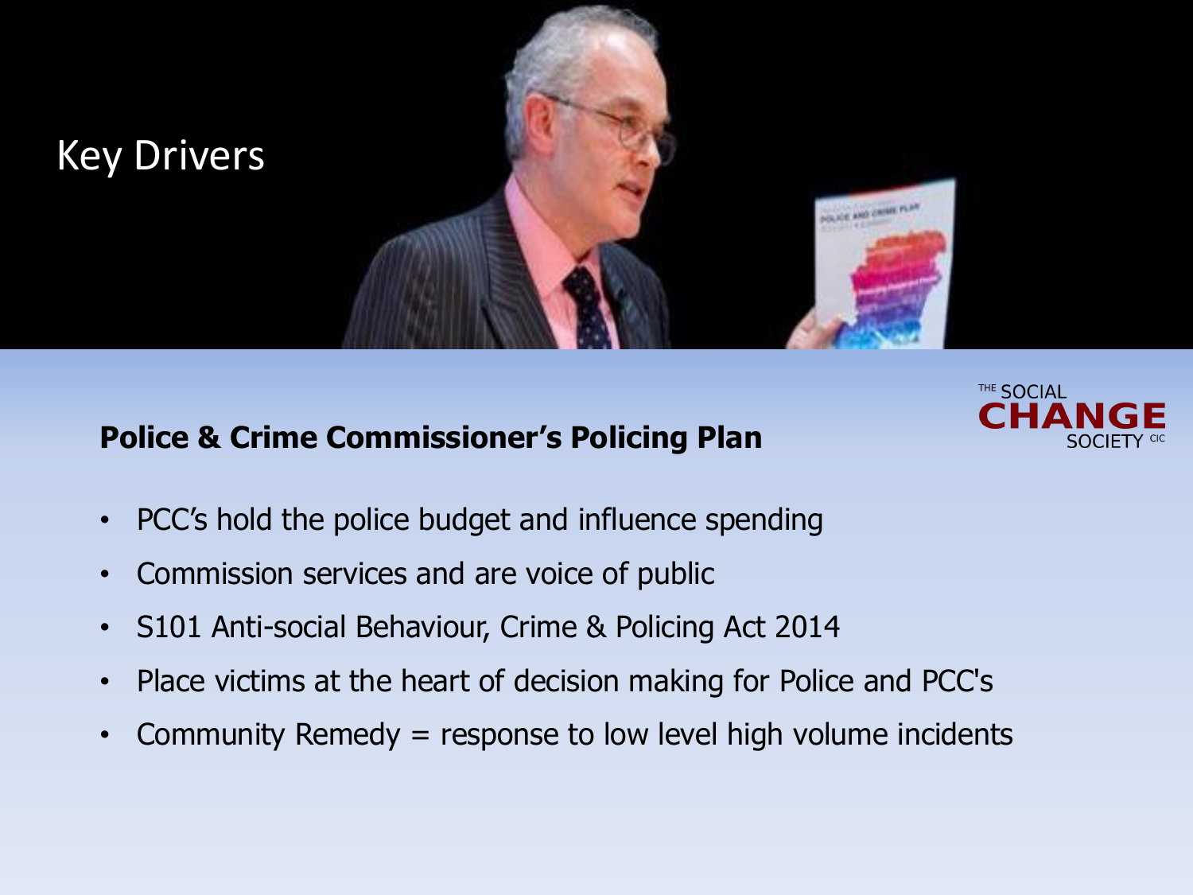# Key Drivers

THE SOCIAL CHANGE SOCIETY CIC

## Police & Crime Commissioner's Policing Plan

- PCC's hold the police budget and influence spending
- Commission services and are voice of public
- S101 Anti-social Behaviour, Crime & Policing Act 2014
- Place victims at the heart of decision making for Police and PCC's
- Community Remedy = response to low level high volume incidents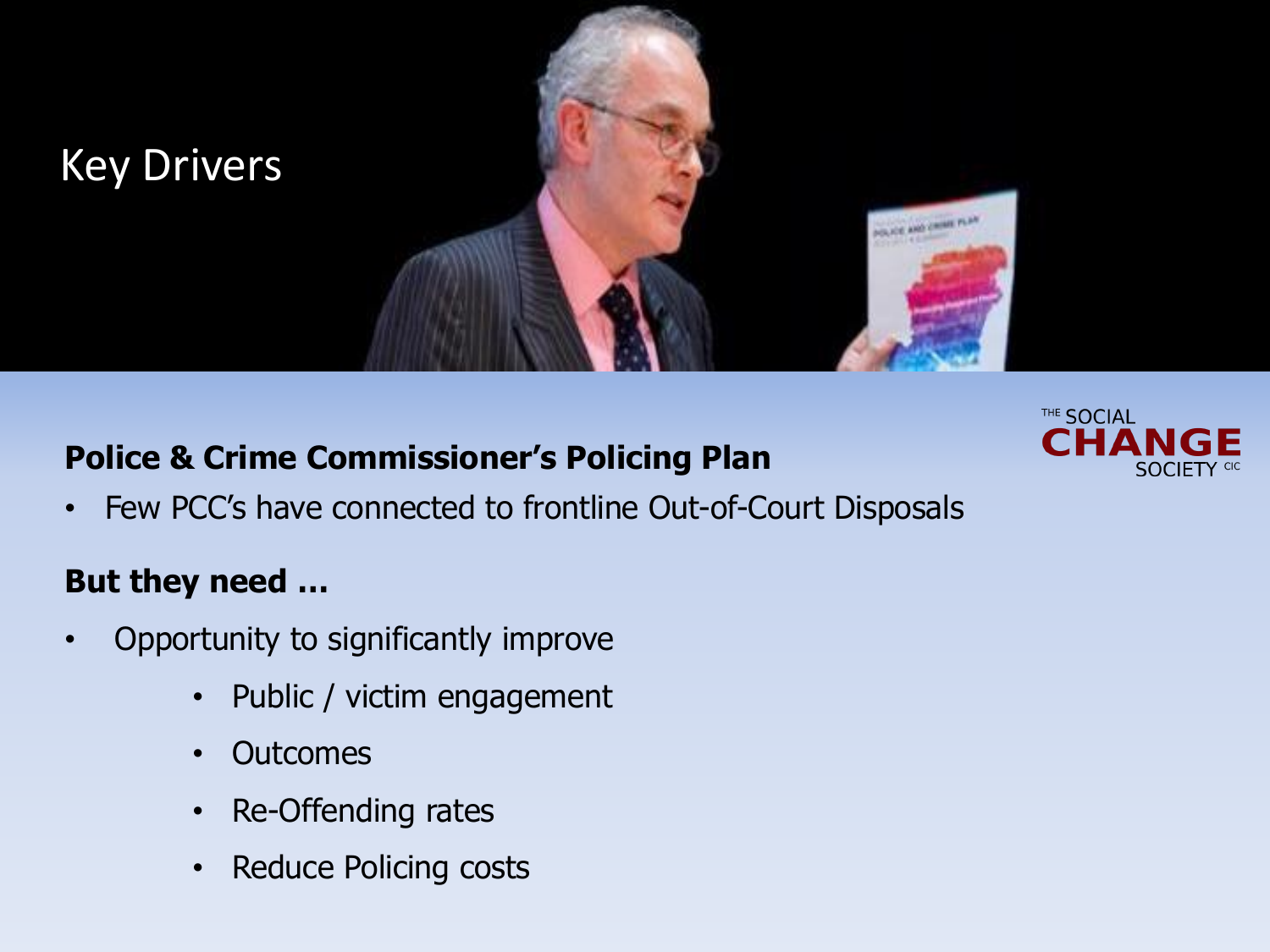# Key Drivers

THE SOCIAL CHANGE SOCIETY CIC

**Police & Crime Commissioner's Policing Plan**

- Few PCC's have connected to frontline Out-of-Court Disposals

**But they need ...**

- Opportunity to significantly improve
  - Public / victim engagement
  - Outcomes
  - Re-Offending rates
  - Reduce Policing costs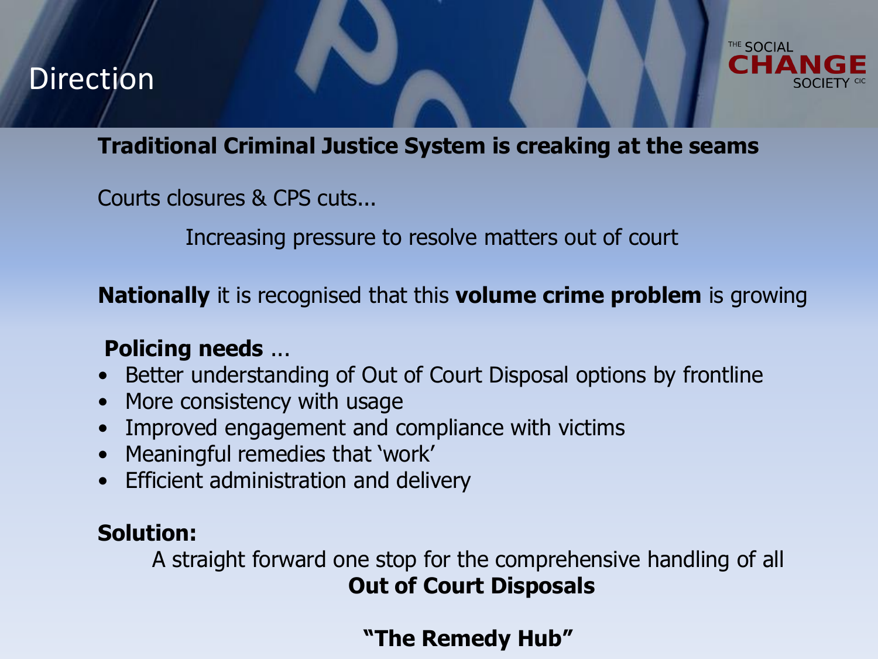# Direction

**Traditional Criminal Justice System is creaking at the seams**

Courts closures & CPS cuts...

Increasing pressure to resolve matters out of court

**Nationally** it is recognised that this **volume crime problem** is growing

**Policing needs** …

- Better understanding of Out of Court Disposal options by frontline
- More consistency with usage
- Improved engagement and compliance with victims
- Meaningful remedies that 'work'
- Efficient administration and delivery

**Solution:**

A straight forward one stop for the comprehensive handling of all **Out of Court Disposals**

**"The Remedy Hub"**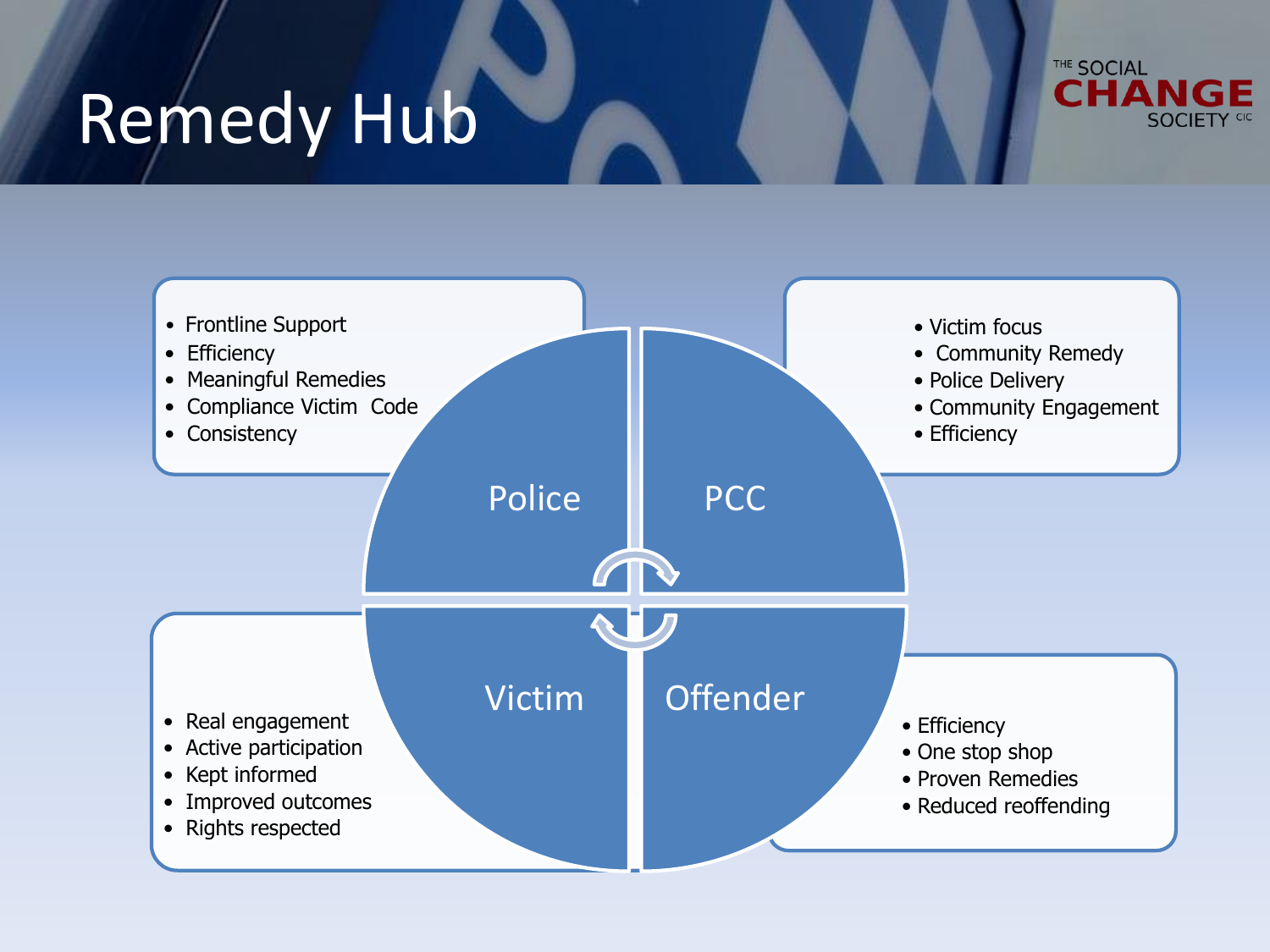# Remedy Hub

THE SOCIAL CHANGE SOCIETY CIC

### Police

- Frontline Support
- Efficiency
- Meaningful Remedies
- Compliance Victim Code
- Consistency

### PCC

- Victim focus
- Community Remedy
- Police Delivery
- Community Engagement
- Efficiency

### Victim

- Real engagement
- Active participation
- Kept informed
- Improved outcomes
- Rights respected

### Offender

- Efficiency
- One stop shop
- Proven Remedies
- Reduced reoffending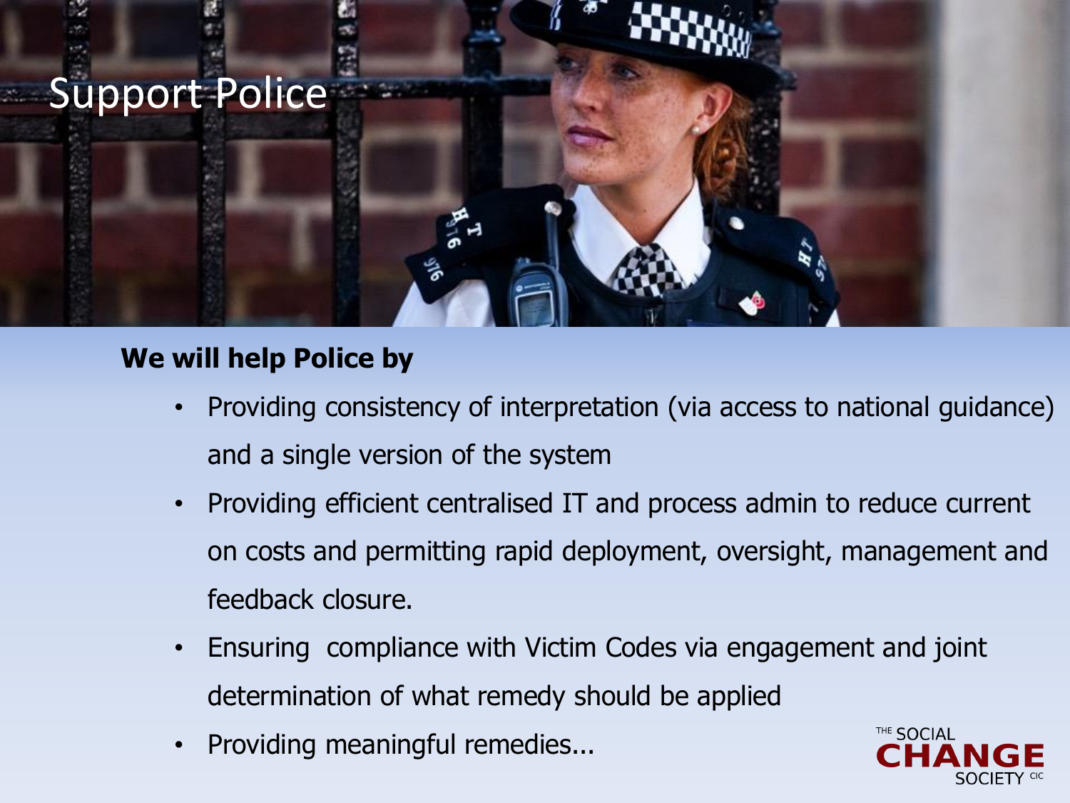# Support Police

**We will help Police by**

- Providing consistency of interpretation (via access to national guidance) and a single version of the system
- Providing efficient centralised IT and process admin to reduce current on costs and permitting rapid deployment, oversight, management and feedback closure.
- Ensuring compliance with Victim Codes via engagement and joint determination of what remedy should be applied
- Providing meaningful remedies...

THE SOCIAL CHANGE SOCIETY CIC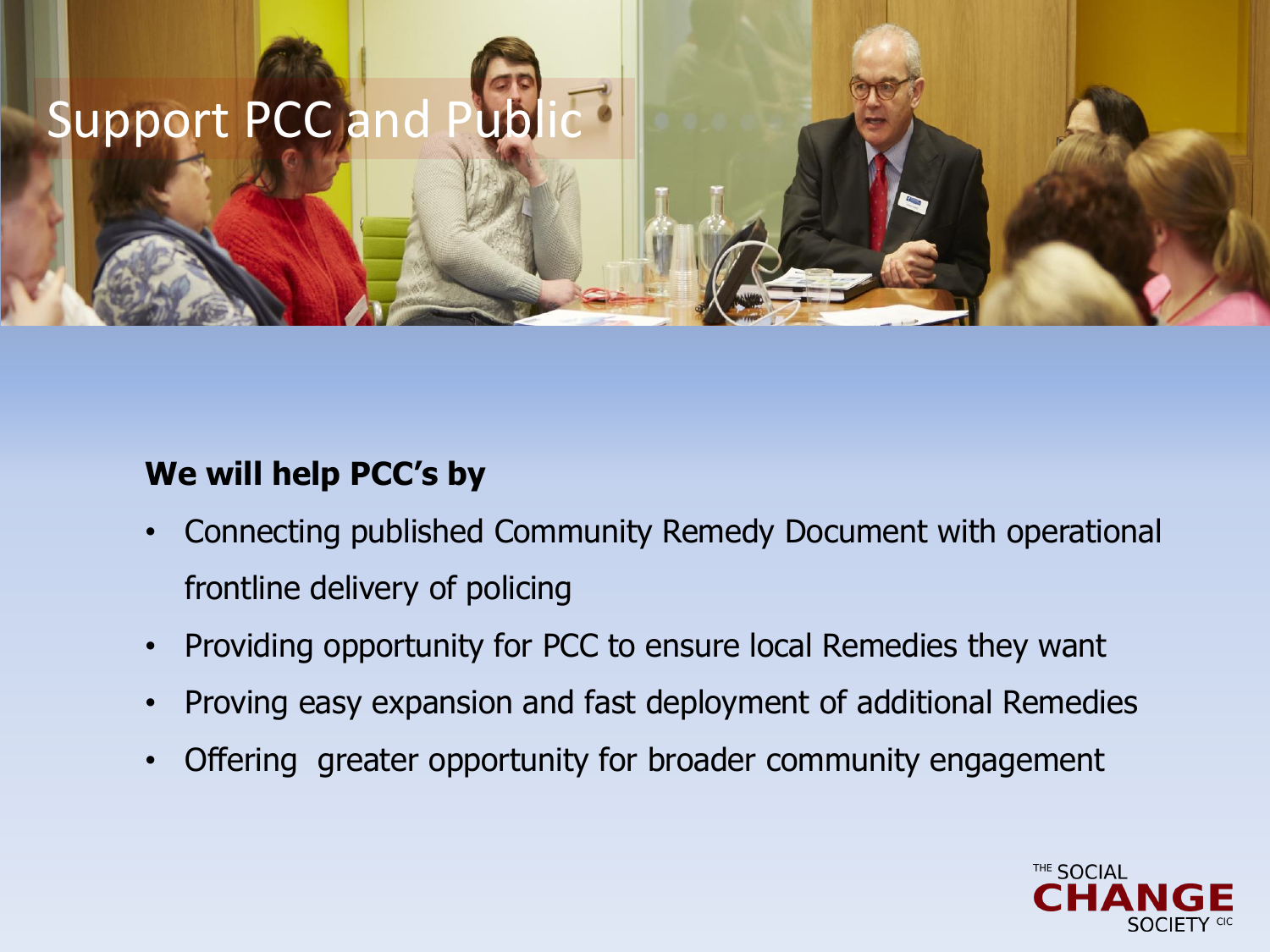# Support PCC and Public

**We will help PCC's by**

- Connecting published Community Remedy Document with operational frontline delivery of policing
- Providing opportunity for PCC to ensure local Remedies they want
- Proving easy expansion and fast deployment of additional Remedies
- Offering greater opportunity for broader community engagement

THE SOCIAL CHANGE SOCIETY CIC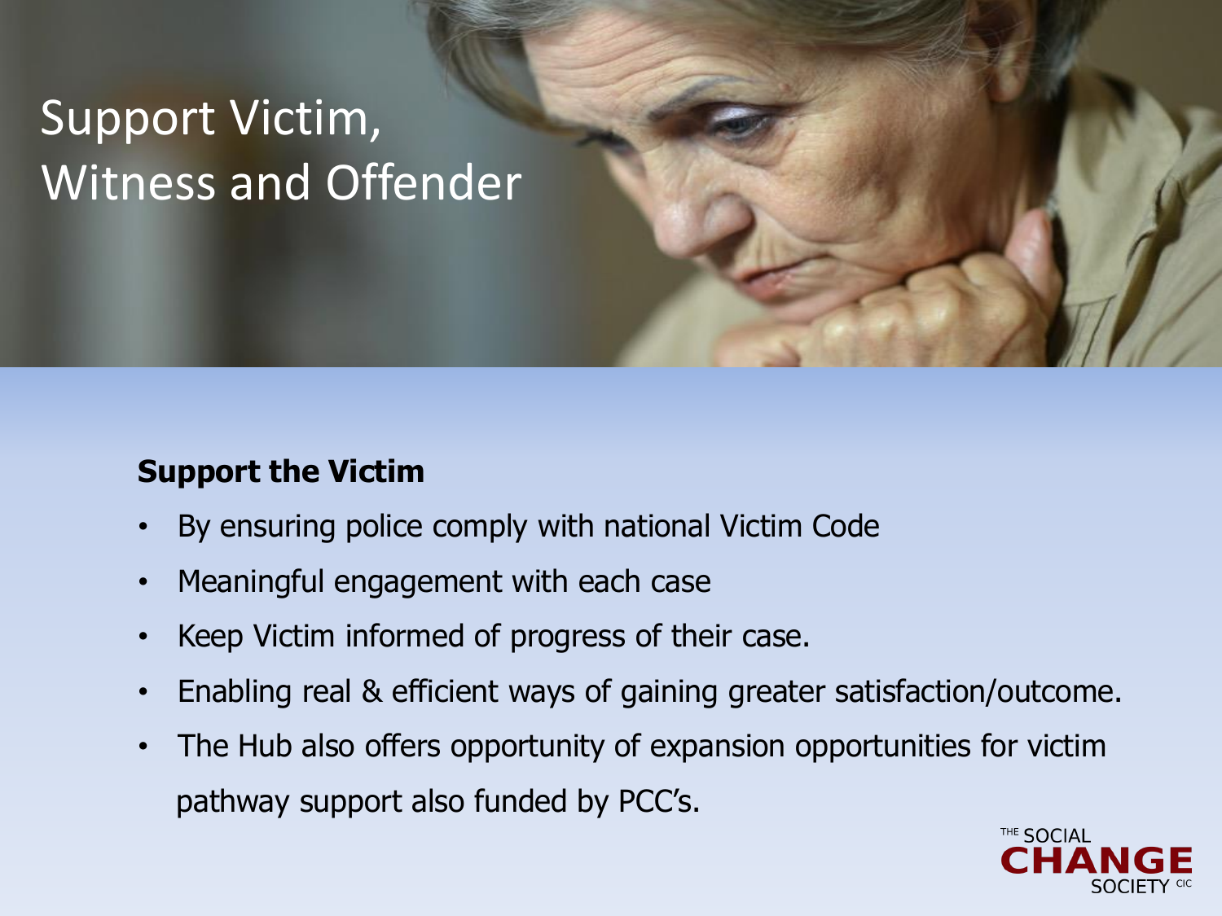# Support Victim, Witness and Offender

**Support the Victim**

- By ensuring police comply with national Victim Code
- Meaningful engagement with each case
- Keep Victim informed of progress of their case.
- Enabling real & efficient ways of gaining greater satisfaction/outcome.
- The Hub also offers opportunity of expansion opportunities for victim pathway support also funded by PCC's.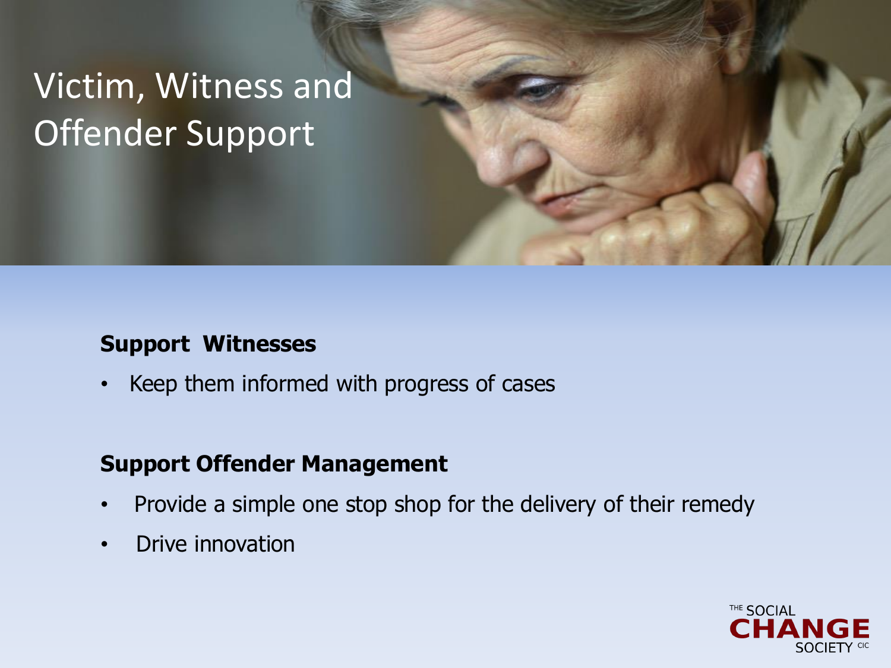# Victim, Witness and Offender Support

**Support Witnesses**

- Keep them informed with progress of cases

**Support Offender Management**

- Provide a simple one stop shop for the delivery of their remedy
- Drive innovation

THE SOCIAL CHANGE SOCIETY CIC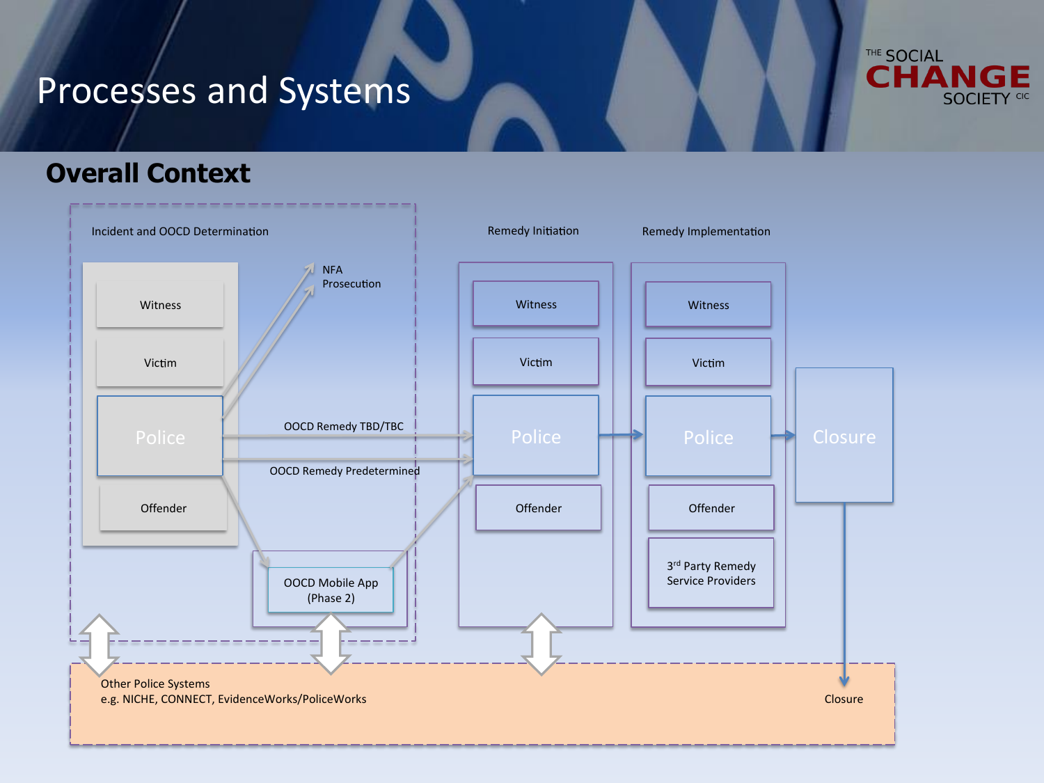# Processes and Systems

## Overall Context

Incident and OOCD Determination

- Witness
- Victim
- Police
- Offender

NFA
Prosecution

OOCD Remedy TBD/TBC

OOCD Remedy Predetermined

OOCD Mobile App (Phase 2)

Remedy Initiation

- Witness
- Victim
- Police
- Offender

Remedy Implementation

- Witness
- Victim
- Police
- Offender
- 3rd Party Remedy Service Providers

Closure

Other Police Systems
e.g. NICHE, CONNECT, EvidenceWorks/PoliceWorks

Closure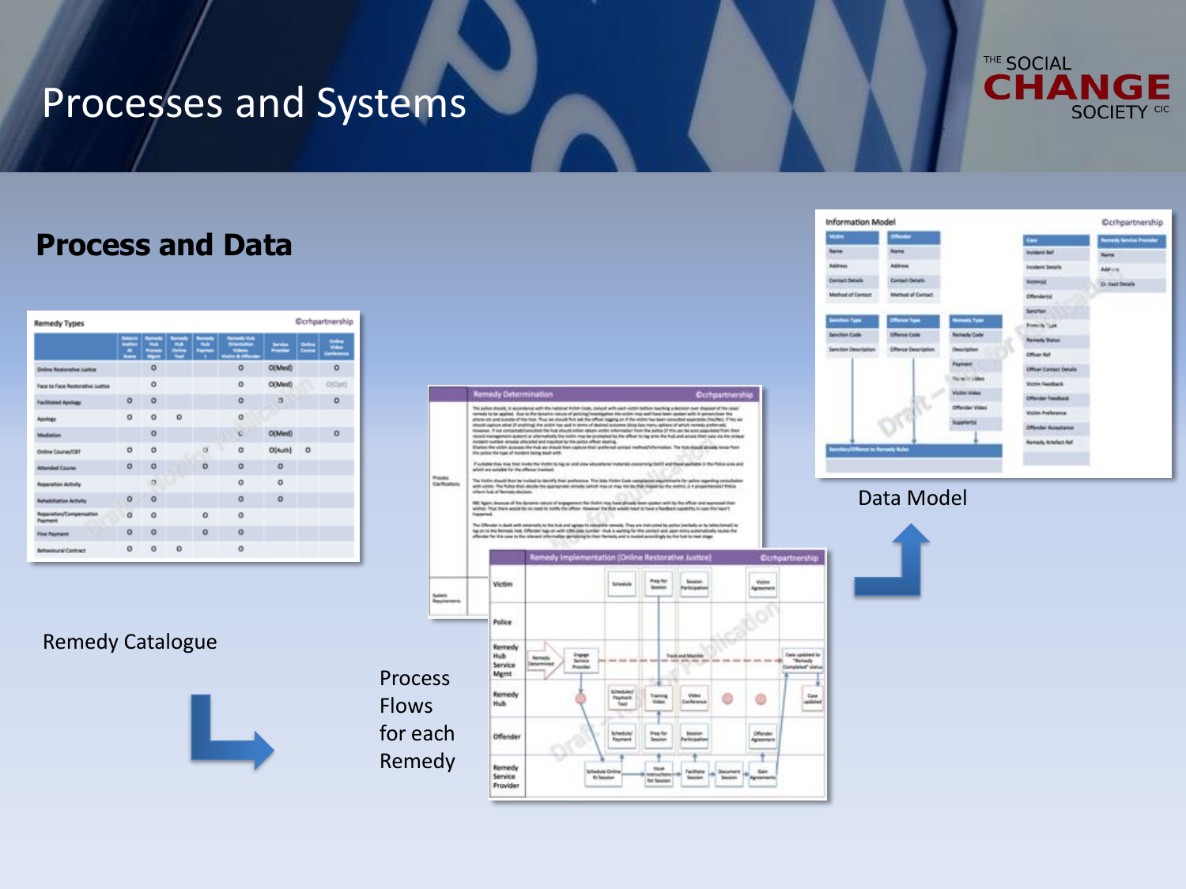# Processes and Systems

## Process and Data

Remedy Catalogue

Process Flows for each Remedy

Data Model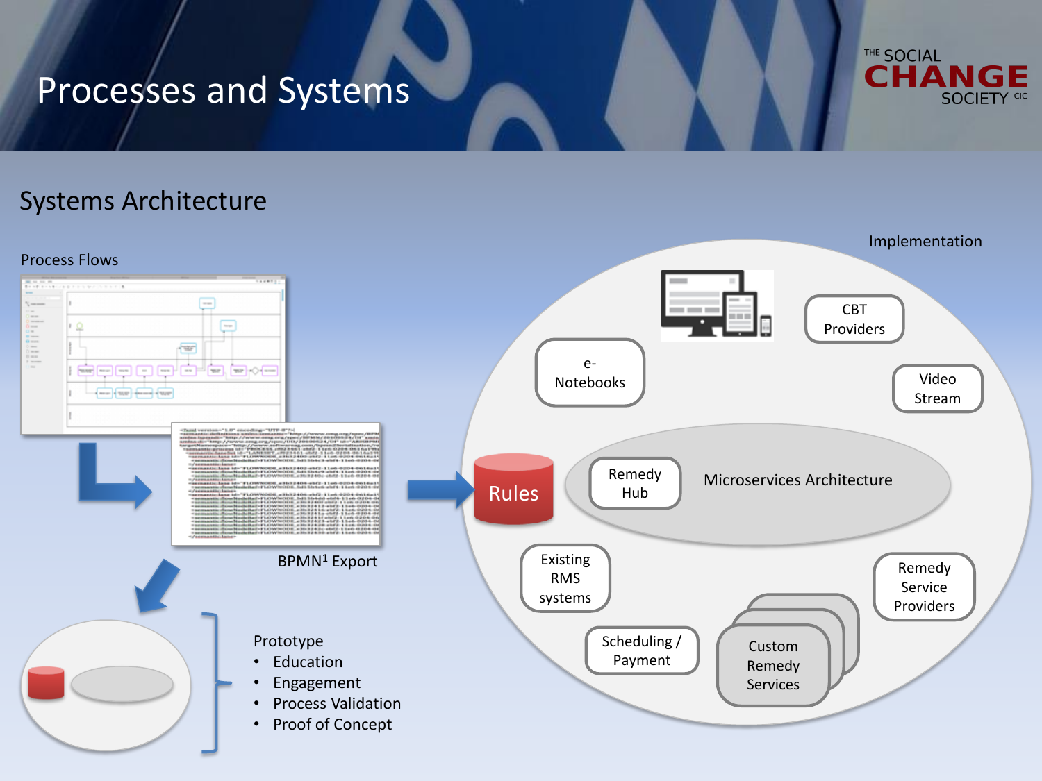# Processes and Systems

THE SOCIAL CHANGE SOCIETY CIC

## Systems Architecture

Process Flows

BPMN[1] Export

Rules

Implementation

e-Notebooks

CBT Providers

Video Stream

Remedy Hub

Microservices Architecture

Existing RMS systems

Scheduling / Payment

Custom Remedy Services

Remedy Service Providers

Prototype

- Education
- Engagement
- Process Validation
- Proof of Concept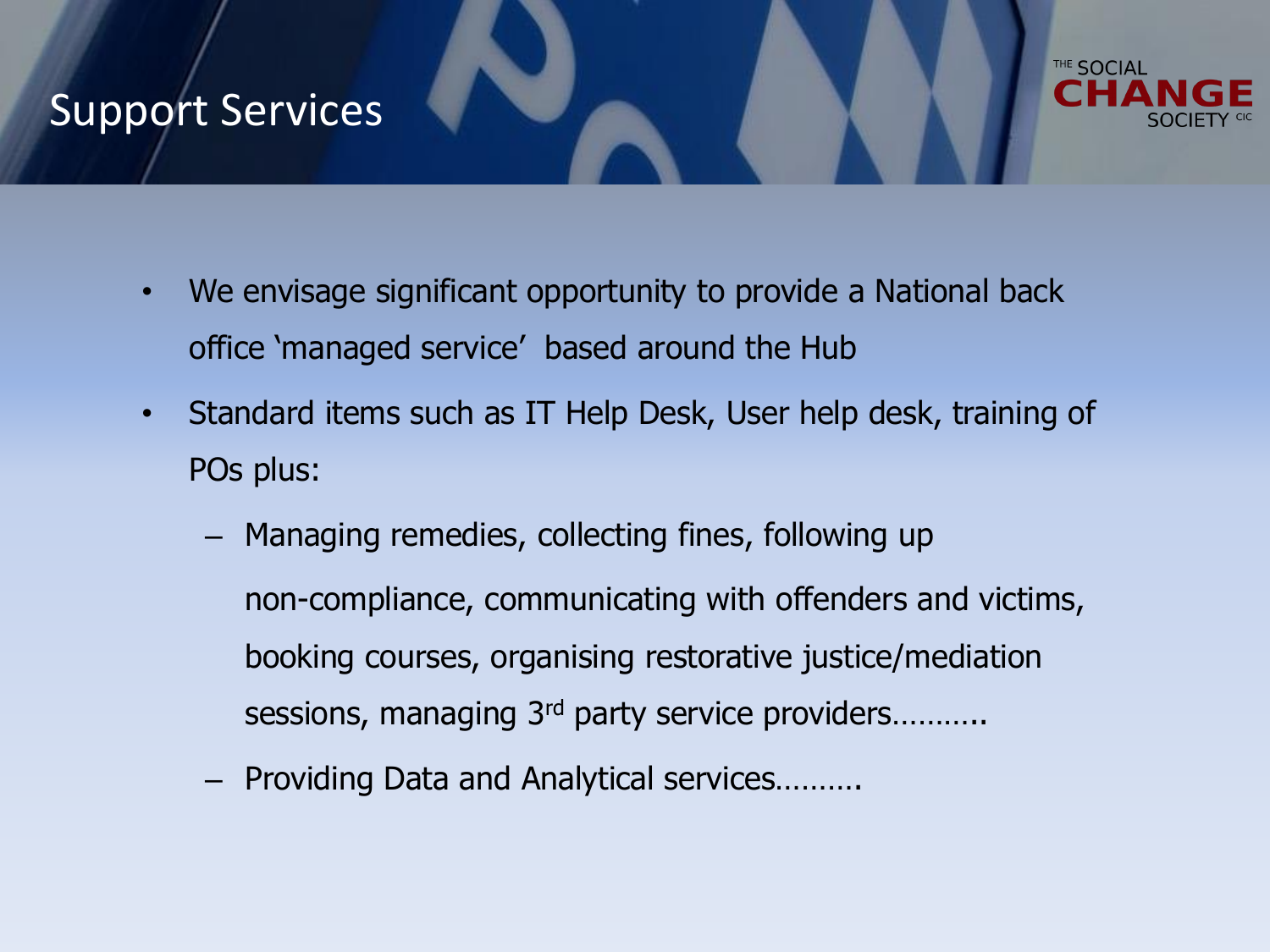## Support Services

THE SOCIAL CHANGE SOCIETY CIC

- We envisage significant opportunity to provide a National back office 'managed service' based around the Hub
- Standard items such as IT Help Desk, User help desk, training of POs plus:
  - Managing remedies, collecting fines, following up non-compliance, communicating with offenders and victims, booking courses, organising restorative justice/mediation sessions, managing 3rd party service providers……….
  - Providing Data and Analytical services……….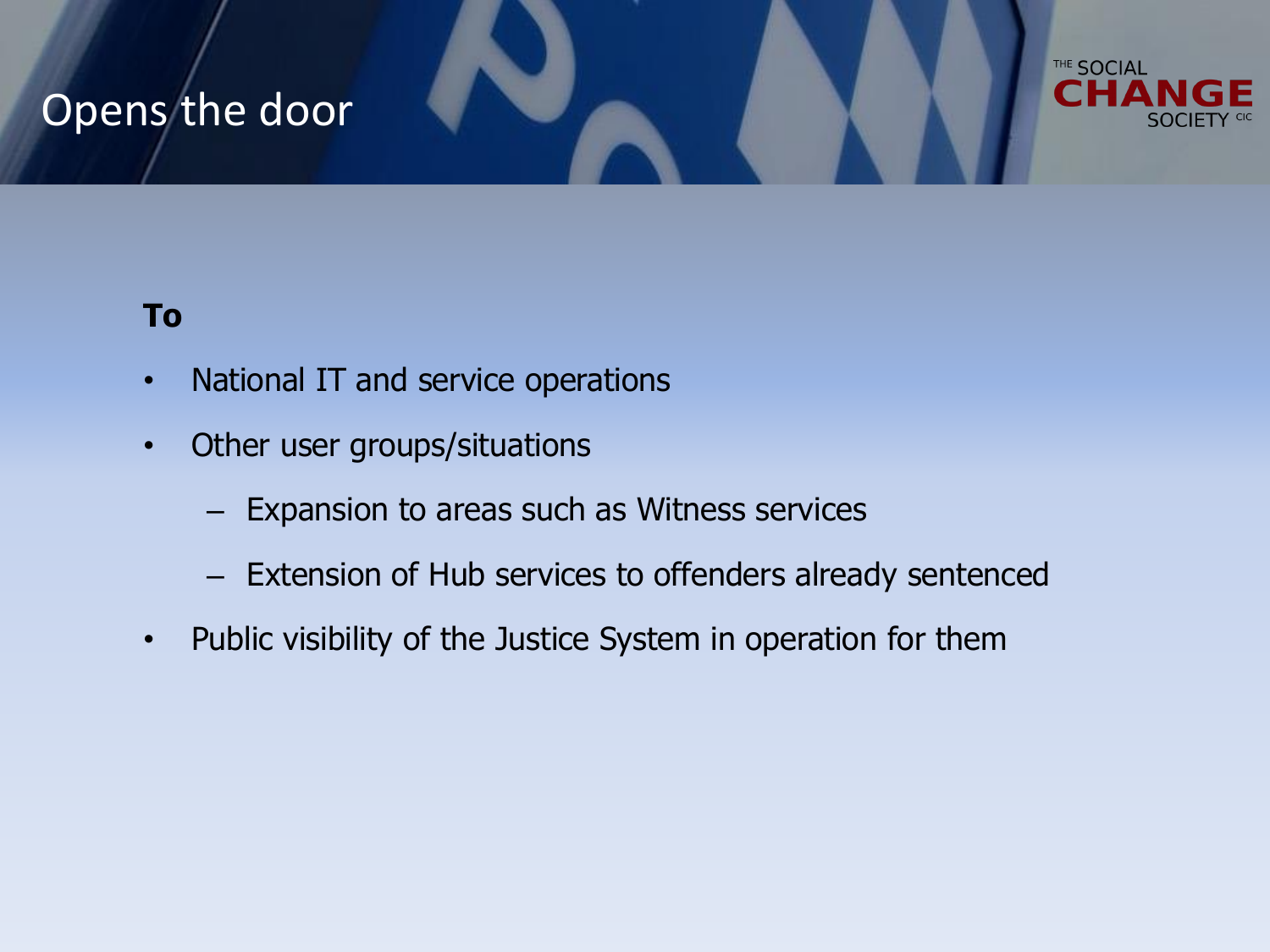# Opens the door

**To**

- National IT and service operations
- Other user groups/situations
  - Expansion to areas such as Witness services
  - Extension of Hub services to offenders already sentenced
- Public visibility of the Justice System in operation for them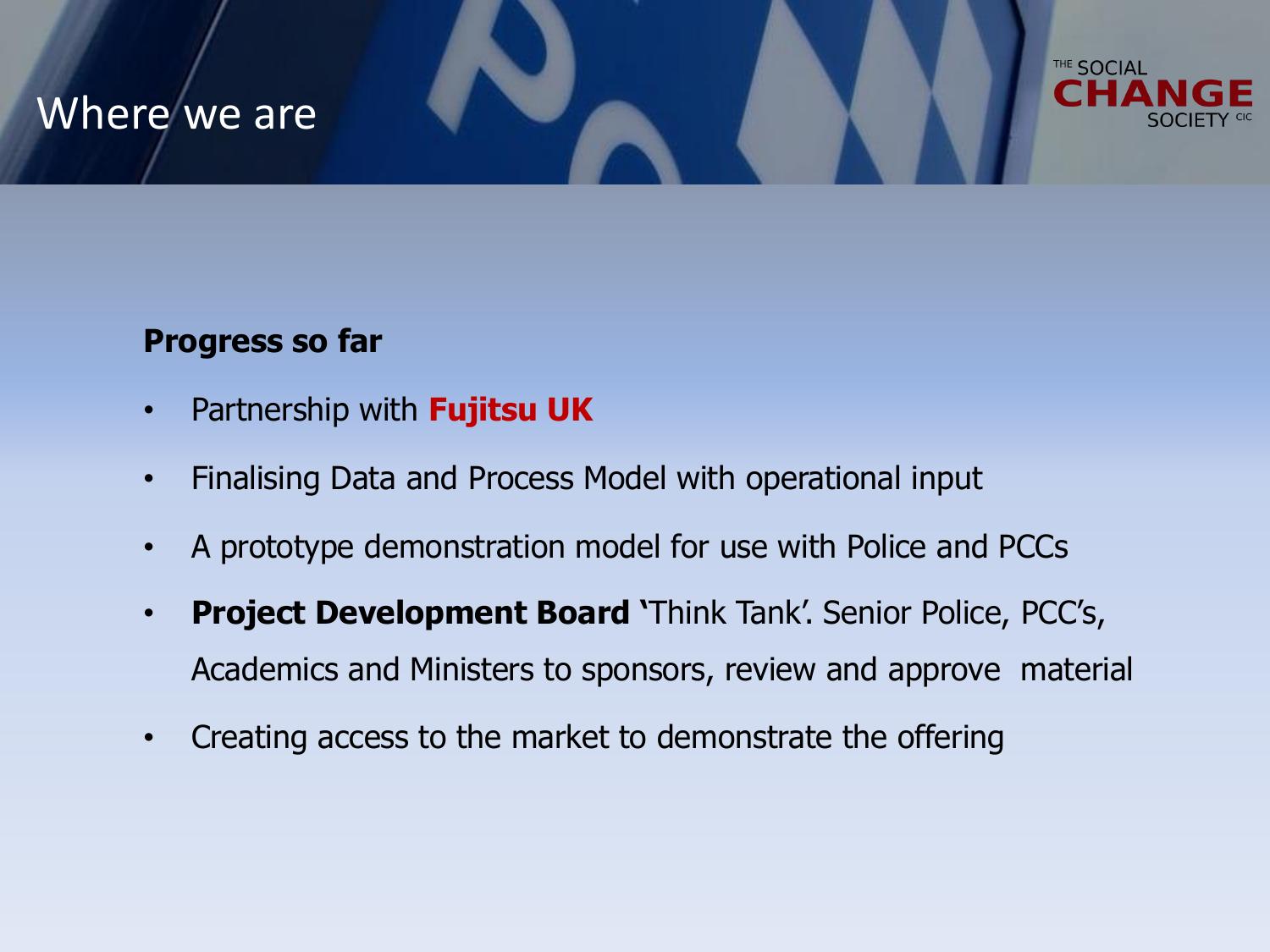# Where we are

THE SOCIAL CHANGE SOCIETY CIC

**Progress so far**

- Partnership with **Fujitsu UK**
- Finalising Data and Process Model with operational input
- A prototype demonstration model for use with Police and PCCs
- **Project Development Board '**Think Tank'. Senior Police, PCC's, Academics and Ministers to sponsors, review and approve material
- Creating access to the market to demonstrate the offering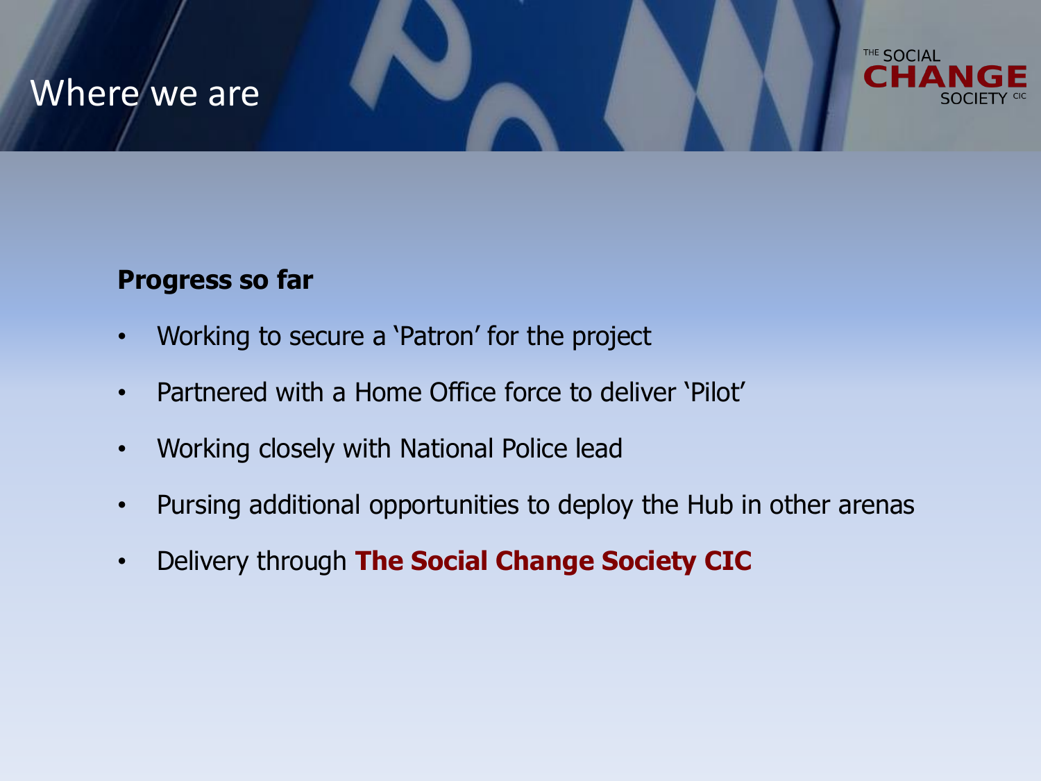# Where we are

THE SOCIAL CHANGE SOCIETY CIC

**Progress so far**

- Working to secure a 'Patron' for the project
- Partnered with a Home Office force to deliver 'Pilot'
- Working closely with National Police lead
- Pursing additional opportunities to deploy the Hub in other arenas
- Delivery through **The Social Change Society CIC**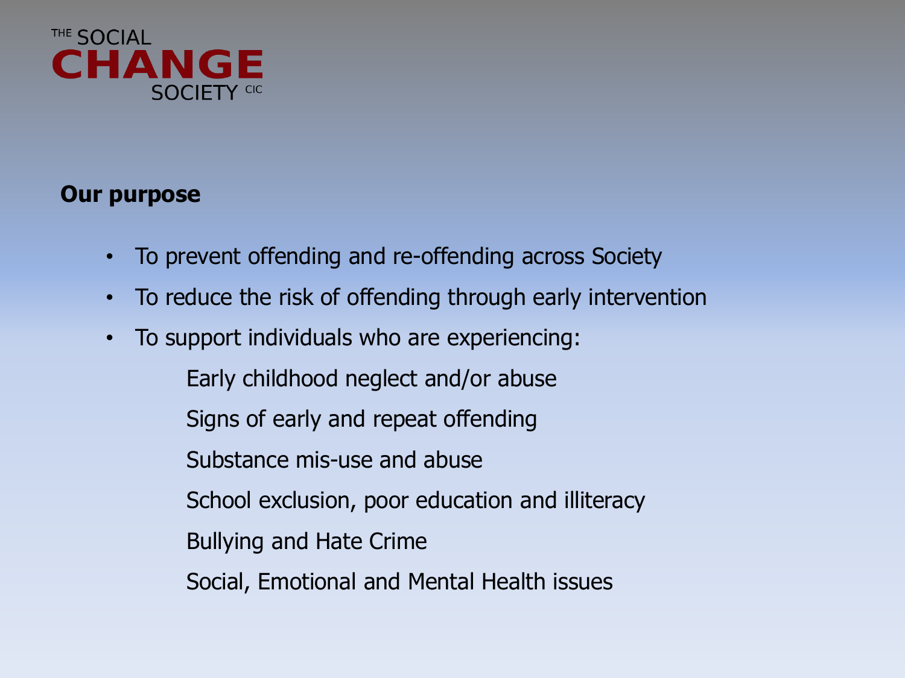THE SOCIAL **CHANGE** SOCIETY CIC

## Our purpose

- To prevent offending and re-offending across Society
- To reduce the risk of offending through early intervention
- To support individuals who are experiencing:
  - Early childhood neglect and/or abuse
  - Signs of early and repeat offending
  - Substance mis-use and abuse
  - School exclusion, poor education and illiteracy
  - Bullying and Hate Crime
  - Social, Emotional and Mental Health issues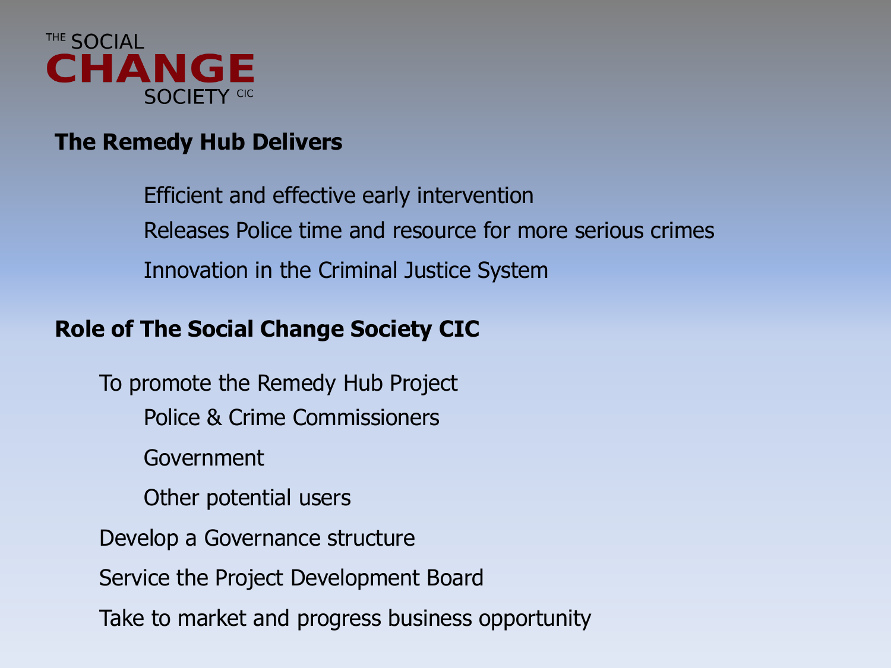THE SOCIAL **CHANGE** SOCIETY CIC

**The Remedy Hub Delivers**

- Efficient and effective early intervention
- Releases Police time and resource for more serious crimes
- Innovation in the Criminal Justice System

**Role of The Social Change Society CIC**

- To promote the Remedy Hub Project
  - Police & Crime Commissioners
  - Government
  - Other potential users
- Develop a Governance structure
- Service the Project Development Board
- Take to market and progress business opportunity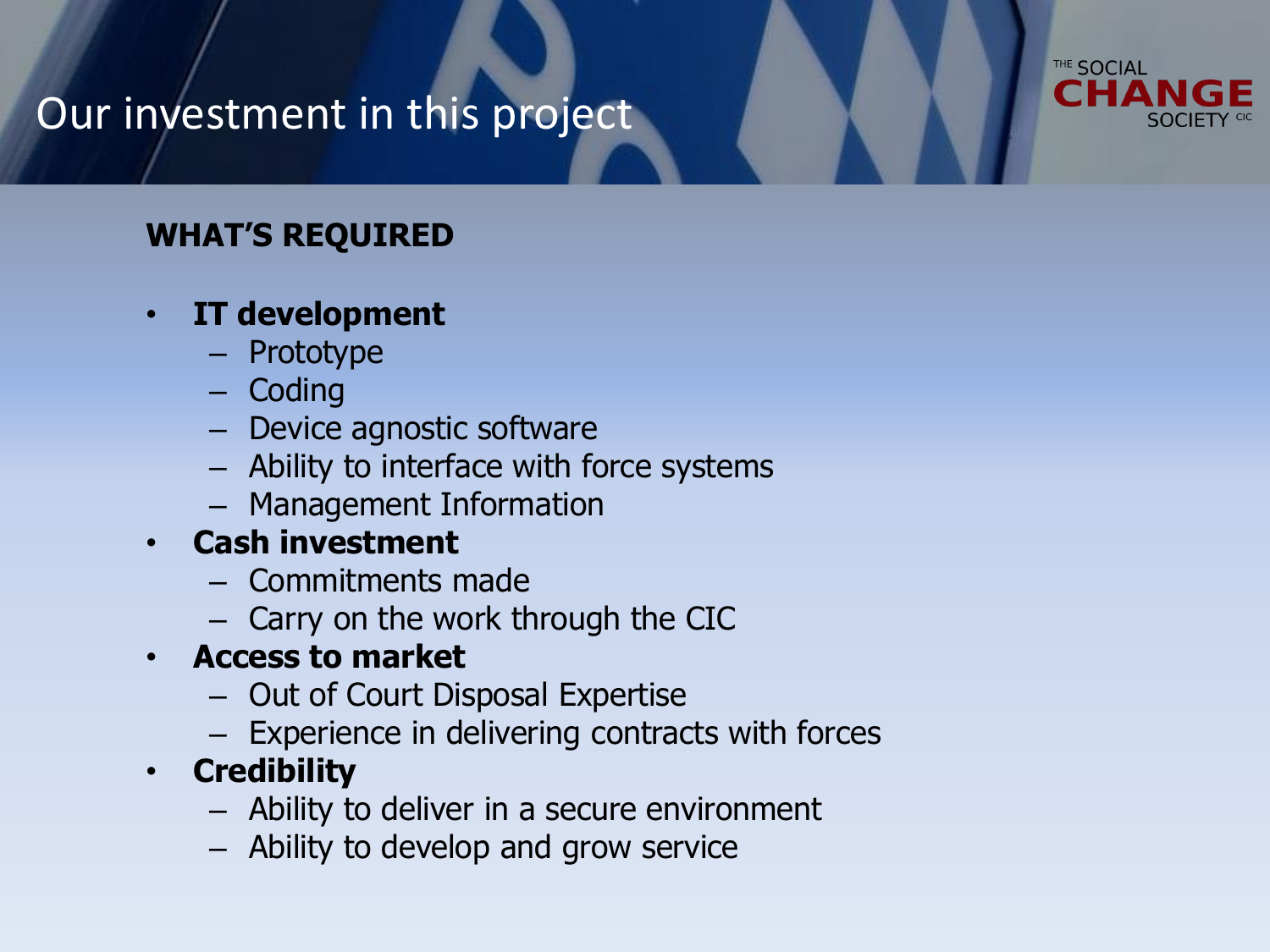# Our investment in this project

THE SOCIAL CHANGE SOCIETY CIC

**WHAT'S REQUIRED**

- **IT development**
  - Prototype
  - Coding
  - Device agnostic software
  - Ability to interface with force systems
  - Management Information
- **Cash investment**
  - Commitments made
  - Carry on the work through the CIC
- **Access to market**
  - Out of Court Disposal Expertise
  - Experience in delivering contracts with forces
- **Credibility**
  - Ability to deliver in a secure environment
  - Ability to develop and grow service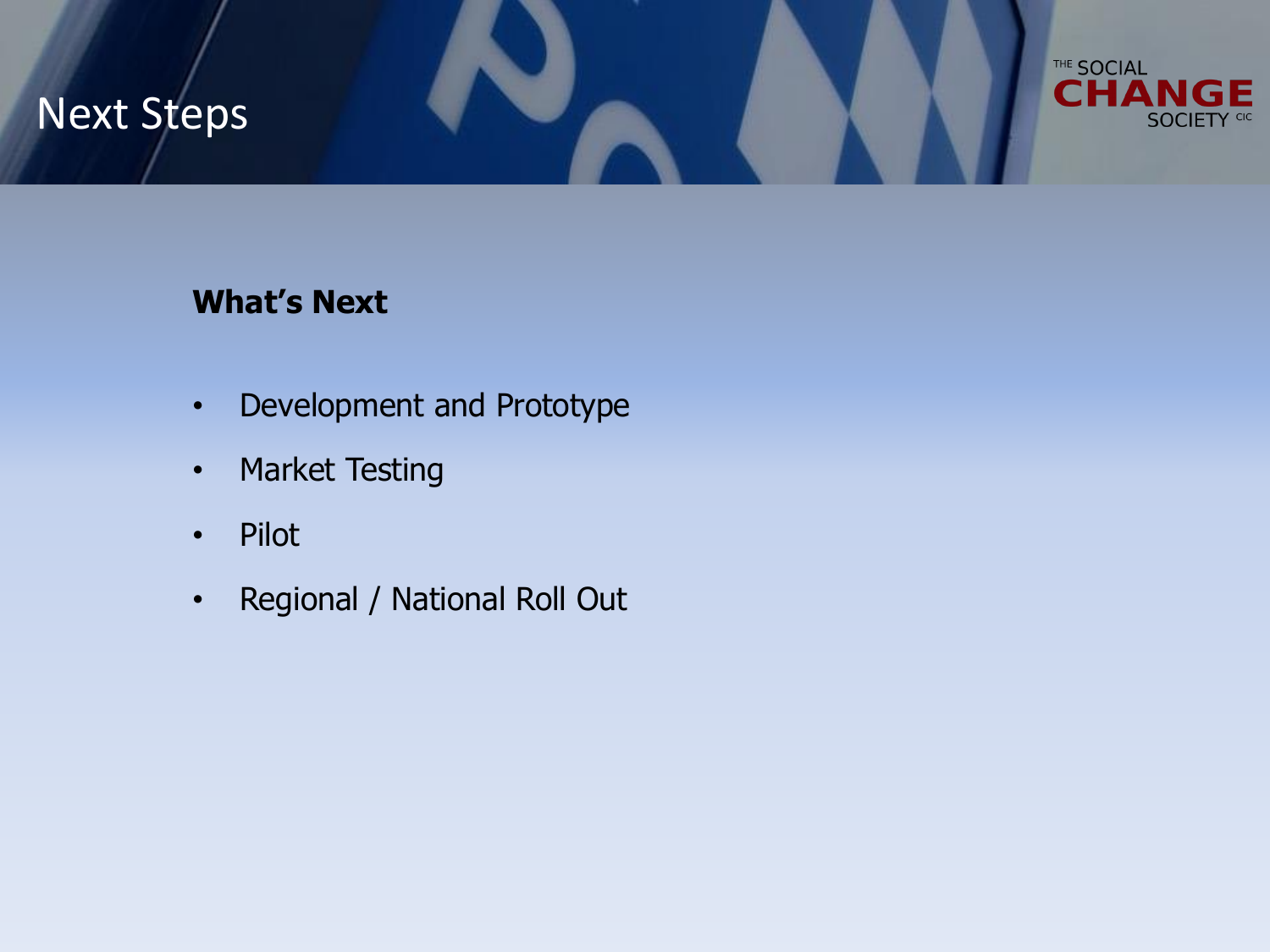# Next Steps

THE SOCIAL CHANGE SOCIETY CIC

**What's Next**

- Development and Prototype
- Market Testing
- Pilot
- Regional / National Roll Out